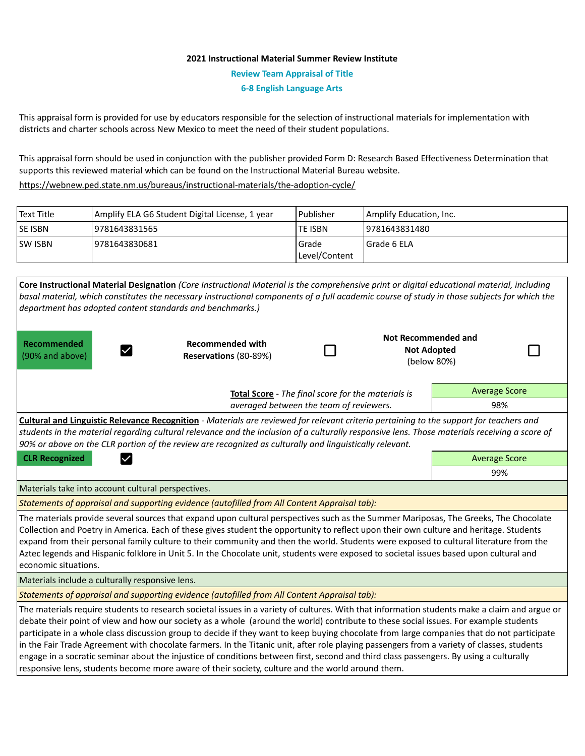**2021 Instructional Material Summer Review Institute**

**Review Team Appraisal of Title**

**6-8 English Language Arts**

This appraisal form is provided for use by educators responsible for the selection of instructional materials for implementation with districts and charter schools across New Mexico to meet the need of their student populations.

This appraisal form should be used in conjunction with the publisher provided Form D: Research Based Effectiveness Determination that supports this reviewed material which can be found on the Instructional Material Bureau website.

https://webnew.ped.state.nm.us/bureaus/instructional-materials/the-adoption-cycle/

| Text Title | Amplify ELA G6 Student Digital License, 1 year | Publisher | Amplify Education, Inc. |
|---|---|---|---|
| SE ISBN | 9781643831565 | TE ISBN | 9781643831480 |
| SW ISBN | 9781643830681 | Grade Level/Content | Grade 6 ELA |

**Core Instructional Material Designation** *(Core Instructional Material is the comprehensive print or digital educational material, including basal material, which constitutes the necessary instructional components of a full academic course of study in those subjects for which the department has adopted content standards and benchmarks.)*

| **Recommended** (90% and above) | ☑ | **Recommended with Reservations** (80-89%) | ☐ | **Not Recommended and Not Adopted** (below 80%) | ☐ |
|---|---|---|---|---|---|

**Total Score** - *The final score for the materials is averaged between the team of reviewers.*

| Average Score |
|---|
| 98% |

**Cultural and Linguistic Relevance Recognition** - *Materials are reviewed for relevant criteria pertaining to the support for teachers and students in the material regarding cultural relevance and the inclusion of a culturally responsive lens. Those materials receiving a score of 90% or above on the CLR portion of the review are recognized as culturally and linguistically relevant.*

| **CLR Recognized** | ☑ | Average Score |
|---|---|---|
| | | 99% |

Materials take into account cultural perspectives.

*Statements of appraisal and supporting evidence (autofilled from All Content Appraisal tab):*

The materials provide several sources that expand upon cultural perspectives such as the Summer Mariposas, The Greeks, The Chocolate Collection and Poetry in America. Each of these gives student the opportunity to reflect upon their own culture and heritage. Students expand from their personal family culture to their community and then the world. Students were exposed to cultural literature from the Aztec legends and Hispanic folklore in Unit 5. In the Chocolate unit, students were exposed to societal issues based upon cultural and economic situations.

Materials include a culturally responsive lens.

*Statements of appraisal and supporting evidence (autofilled from All Content Appraisal tab):*

The materials require students to research societal issues in a variety of cultures. With that information students make a claim and argue or debate their point of view and how our society as a whole (around the world) contribute to these social issues. For example students participate in a whole class discussion group to decide if they want to keep buying chocolate from large companies that do not participate in the Fair Trade Agreement with chocolate farmers. In the Titanic unit, after role playing passengers from a variety of classes, students engage in a socratic seminar about the injustice of conditions between first, second and third class passengers. By using a culturally responsive lens, students become more aware of their society, culture and the world around them.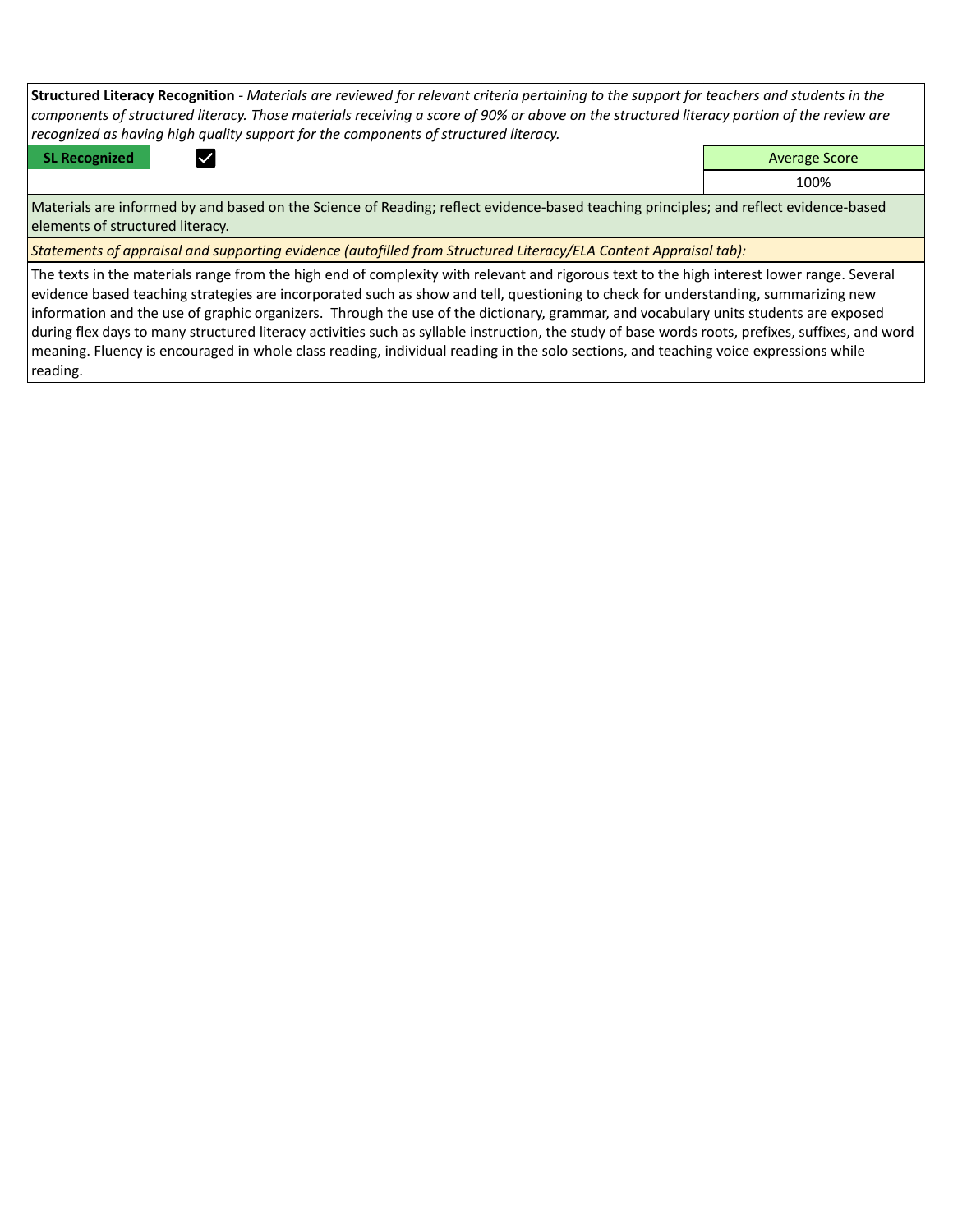**<u>Structured Literacy Recognition</u>** - *Materials are reviewed for relevant criteria pertaining to the support for teachers and students in the components of structured literacy. Those materials receiving a score of 90% or above on the structured literacy portion of the review are recognized as having high quality support for the components of structured literacy.*

| **SL Recognized** | ☑ | Average Score |
|---|---|---|
| | | 100% |

Materials are informed by and based on the Science of Reading; reflect evidence-based teaching principles; and reflect evidence-based elements of structured literacy.

*Statements of appraisal and supporting evidence (autofilled from Structured Literacy/ELA Content Appraisal tab):*

The texts in the materials range from the high end of complexity with relevant and rigorous text to the high interest lower range. Several evidence based teaching strategies are incorporated such as show and tell, questioning to check for understanding, summarizing new information and the use of graphic organizers. Through the use of the dictionary, grammar, and vocabulary units students are exposed during flex days to many structured literacy activities such as syllable instruction, the study of base words roots, prefixes, suffixes, and word meaning. Fluency is encouraged in whole class reading, individual reading in the solo sections, and teaching voice expressions while reading.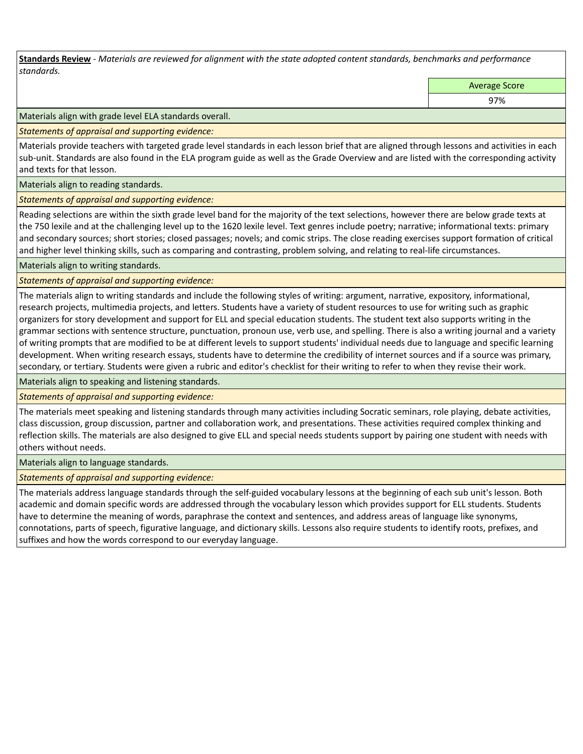**Standards Review** - *Materials are reviewed for alignment with the state adopted content standards, benchmarks and performance standards.*

| | Average Score |
|---|---|
| | 97% |

Materials align with grade level ELA standards overall.

*Statements of appraisal and supporting evidence:*

Materials provide teachers with targeted grade level standards in each lesson brief that are aligned through lessons and activities in each sub-unit. Standards are also found in the ELA program guide as well as the Grade Overview and are listed with the corresponding activity and texts for that lesson.

Materials align to reading standards.

*Statements of appraisal and supporting evidence:*

Reading selections are within the sixth grade level band for the majority of the text selections, however there are below grade texts at the 750 lexile and at the challenging level up to the 1620 lexile level. Text genres include poetry; narrative; informational texts: primary and secondary sources; short stories; closed passages; novels; and comic strips. The close reading exercises support formation of critical and higher level thinking skills, such as comparing and contrasting, problem solving, and relating to real-life circumstances.

Materials align to writing standards.

*Statements of appraisal and supporting evidence:*

The materials align to writing standards and include the following styles of writing: argument, narrative, expository, informational, research projects, multimedia projects, and letters. Students have a variety of student resources to use for writing such as graphic organizers for story development and support for ELL and special education students. The student text also supports writing in the grammar sections with sentence structure, punctuation, pronoun use, verb use, and spelling. There is also a writing journal and a variety of writing prompts that are modified to be at different levels to support students' individual needs due to language and specific learning development. When writing research essays, students have to determine the credibility of internet sources and if a source was primary, secondary, or tertiary. Students were given a rubric and editor's checklist for their writing to refer to when they revise their work.

Materials align to speaking and listening standards.

*Statements of appraisal and supporting evidence:*

The materials meet speaking and listening standards through many activities including Socratic seminars, role playing, debate activities, class discussion, group discussion, partner and collaboration work, and presentations. These activities required complex thinking and reflection skills. The materials are also designed to give ELL and special needs students support by pairing one student with needs with others without needs.

Materials align to language standards.

*Statements of appraisal and supporting evidence:*

The materials address language standards through the self-guided vocabulary lessons at the beginning of each sub unit's lesson. Both academic and domain specific words are addressed through the vocabulary lesson which provides support for ELL students. Students have to determine the meaning of words, paraphrase the context and sentences, and address areas of language like synonyms, connotations, parts of speech, figurative language, and dictionary skills. Lessons also require students to identify roots, prefixes, and suffixes and how the words correspond to our everyday language.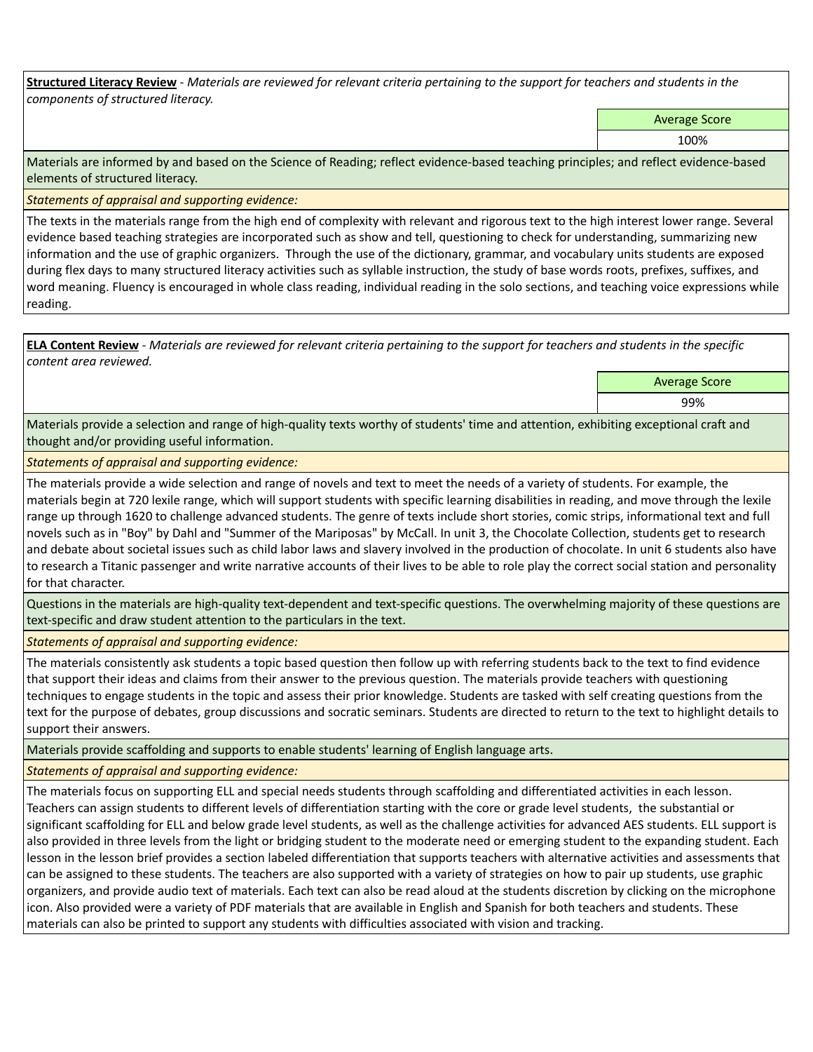**Structured Literacy Review** - *Materials are reviewed for relevant criteria pertaining to the support for teachers and students in the components of structured literacy.*

| Average Score |
|---|
| 100% |

Materials are informed by and based on the Science of Reading; reflect evidence-based teaching principles; and reflect evidence-based elements of structured literacy.

*Statements of appraisal and supporting evidence:*

The texts in the materials range from the high end of complexity with relevant and rigorous text to the high interest lower range. Several evidence based teaching strategies are incorporated such as show and tell, questioning to check for understanding, summarizing new information and the use of graphic organizers. Through the use of the dictionary, grammar, and vocabulary units students are exposed during flex days to many structured literacy activities such as syllable instruction, the study of base words roots, prefixes, suffixes, and word meaning. Fluency is encouraged in whole class reading, individual reading in the solo sections, and teaching voice expressions while reading.

**ELA Content Review** - *Materials are reviewed for relevant criteria pertaining to the support for teachers and students in the specific content area reviewed.*

| Average Score |
|---|
| 99% |

Materials provide a selection and range of high-quality texts worthy of students' time and attention, exhibiting exceptional craft and thought and/or providing useful information.

*Statements of appraisal and supporting evidence:*

The materials provide a wide selection and range of novels and text to meet the needs of a variety of students. For example, the materials begin at 720 lexile range, which will support students with specific learning disabilities in reading, and move through the lexile range up through 1620 to challenge advanced students. The genre of texts include short stories, comic strips, informational text and full novels such as in "Boy" by Dahl and "Summer of the Mariposas" by McCall. In unit 3, the Chocolate Collection, students get to research and debate about societal issues such as child labor laws and slavery involved in the production of chocolate. In unit 6 students also have to research a Titanic passenger and write narrative accounts of their lives to be able to role play the correct social station and personality for that character.

Questions in the materials are high-quality text-dependent and text-specific questions. The overwhelming majority of these questions are text-specific and draw student attention to the particulars in the text.

*Statements of appraisal and supporting evidence:*

The materials consistently ask students a topic based question then follow up with referring students back to the text to find evidence that support their ideas and claims from their answer to the previous question. The materials provide teachers with questioning techniques to engage students in the topic and assess their prior knowledge. Students are tasked with self creating questions from the text for the purpose of debates, group discussions and socratic seminars. Students are directed to return to the text to highlight details to support their answers.

Materials provide scaffolding and supports to enable students' learning of English language arts.

*Statements of appraisal and supporting evidence:*

The materials focus on supporting ELL and special needs students through scaffolding and differentiated activities in each lesson. Teachers can assign students to different levels of differentiation starting with the core or grade level students, the substantial or significant scaffolding for ELL and below grade level students, as well as the challenge activities for advanced AES students. ELL support is also provided in three levels from the light or bridging student to the moderate need or emerging student to the expanding student. Each lesson in the lesson brief provides a section labeled differentiation that supports teachers with alternative activities and assessments that can be assigned to these students. The teachers are also supported with a variety of strategies on how to pair up students, use graphic organizers, and provide audio text of materials. Each text can also be read aloud at the students discretion by clicking on the microphone icon. Also provided were a variety of PDF materials that are available in English and Spanish for both teachers and students. These materials can also be printed to support any students with difficulties associated with vision and tracking.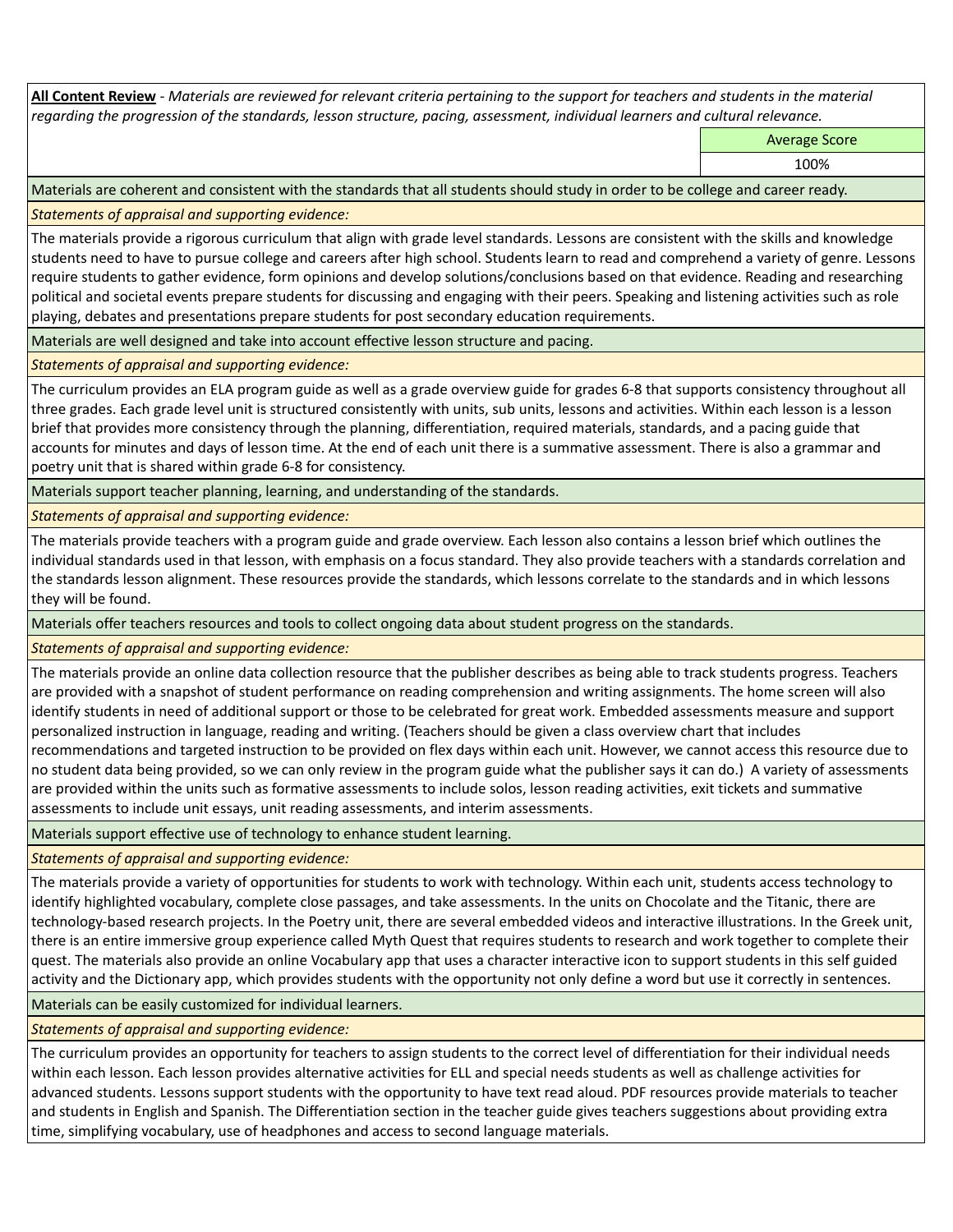**All Content Review** - *Materials are reviewed for relevant criteria pertaining to the support for teachers and students in the material regarding the progression of the standards, lesson structure, pacing, assessment, individual learners and cultural relevance.*

| | Average Score |
|---|---|
| | 100% |

Materials are coherent and consistent with the standards that all students should study in order to be college and career ready.

*Statements of appraisal and supporting evidence:*

The materials provide a rigorous curriculum that align with grade level standards. Lessons are consistent with the skills and knowledge students need to have to pursue college and careers after high school. Students learn to read and comprehend a variety of genre. Lessons require students to gather evidence, form opinions and develop solutions/conclusions based on that evidence. Reading and researching political and societal events prepare students for discussing and engaging with their peers. Speaking and listening activities such as role playing, debates and presentations prepare students for post secondary education requirements.

Materials are well designed and take into account effective lesson structure and pacing.

*Statements of appraisal and supporting evidence:*

The curriculum provides an ELA program guide as well as a grade overview guide for grades 6-8 that supports consistency throughout all three grades. Each grade level unit is structured consistently with units, sub units, lessons and activities. Within each lesson is a lesson brief that provides more consistency through the planning, differentiation, required materials, standards, and a pacing guide that accounts for minutes and days of lesson time. At the end of each unit there is a summative assessment. There is also a grammar and poetry unit that is shared within grade 6-8 for consistency.

Materials support teacher planning, learning, and understanding of the standards.

*Statements of appraisal and supporting evidence:*

The materials provide teachers with a program guide and grade overview. Each lesson also contains a lesson brief which outlines the individual standards used in that lesson, with emphasis on a focus standard. They also provide teachers with a standards correlation and the standards lesson alignment. These resources provide the standards, which lessons correlate to the standards and in which lessons they will be found.

Materials offer teachers resources and tools to collect ongoing data about student progress on the standards.

*Statements of appraisal and supporting evidence:*

The materials provide an online data collection resource that the publisher describes as being able to track students progress. Teachers are provided with a snapshot of student performance on reading comprehension and writing assignments. The home screen will also identify students in need of additional support or those to be celebrated for great work. Embedded assessments measure and support personalized instruction in language, reading and writing. (Teachers should be given a class overview chart that includes recommendations and targeted instruction to be provided on flex days within each unit. However, we cannot access this resource due to no student data being provided, so we can only review in the program guide what the publisher says it can do.) A variety of assessments are provided within the units such as formative assessments to include solos, lesson reading activities, exit tickets and summative assessments to include unit essays, unit reading assessments, and interim assessments.

Materials support effective use of technology to enhance student learning.

*Statements of appraisal and supporting evidence:*

The materials provide a variety of opportunities for students to work with technology. Within each unit, students access technology to identify highlighted vocabulary, complete close passages, and take assessments. In the units on Chocolate and the Titanic, there are technology-based research projects. In the Poetry unit, there are several embedded videos and interactive illustrations. In the Greek unit, there is an entire immersive group experience called Myth Quest that requires students to research and work together to complete their quest. The materials also provide an online Vocabulary app that uses a character interactive icon to support students in this self guided activity and the Dictionary app, which provides students with the opportunity not only define a word but use it correctly in sentences.

Materials can be easily customized for individual learners.

*Statements of appraisal and supporting evidence:*

The curriculum provides an opportunity for teachers to assign students to the correct level of differentiation for their individual needs within each lesson. Each lesson provides alternative activities for ELL and special needs students as well as challenge activities for advanced students. Lessons support students with the opportunity to have text read aloud. PDF resources provide materials to teacher and students in English and Spanish. The Differentiation section in the teacher guide gives teachers suggestions about providing extra time, simplifying vocabulary, use of headphones and access to second language materials.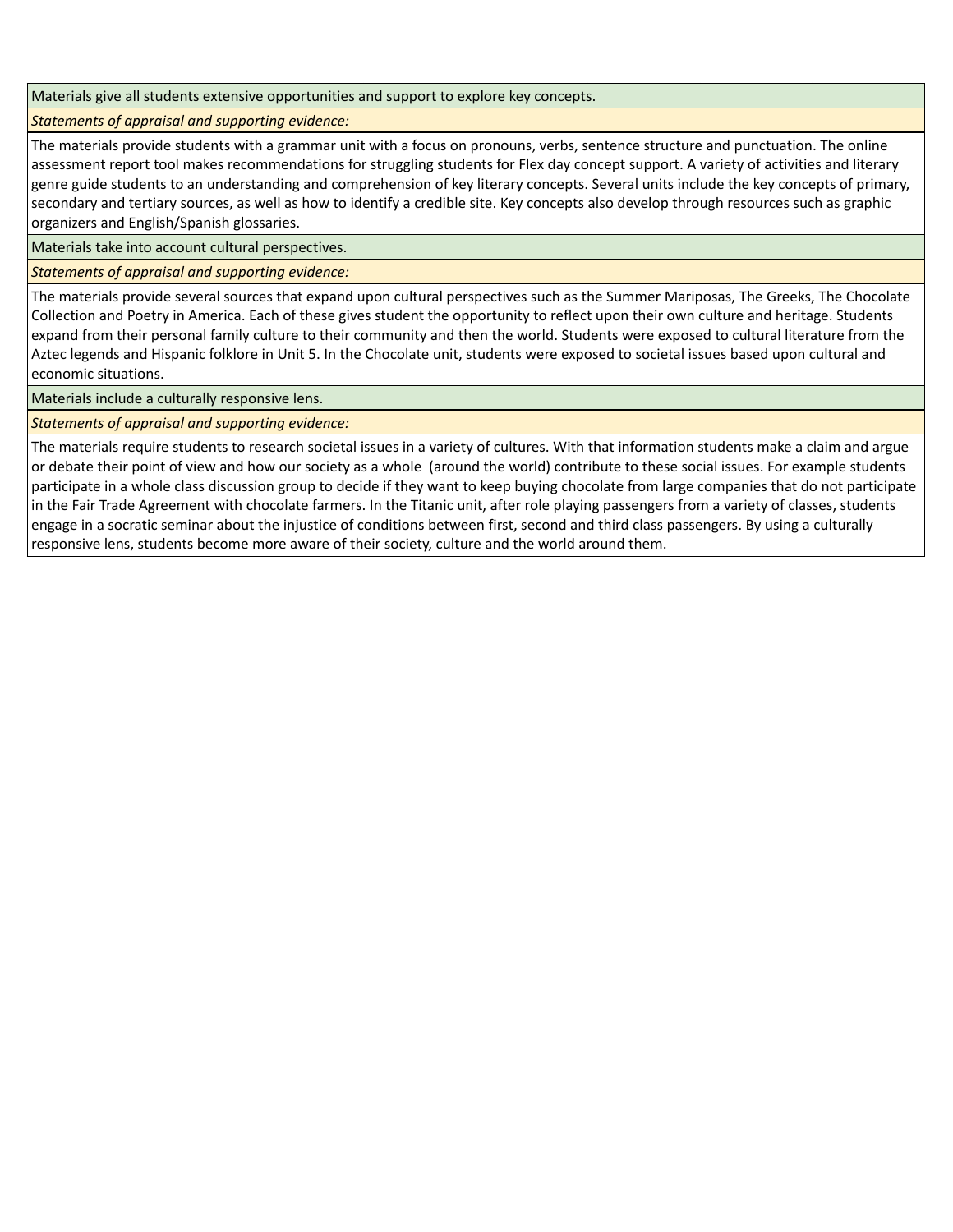Materials give all students extensive opportunities and support to explore key concepts.

*Statements of appraisal and supporting evidence:*

The materials provide students with a grammar unit with a focus on pronouns, verbs, sentence structure and punctuation. The online assessment report tool makes recommendations for struggling students for Flex day concept support. A variety of activities and literary genre guide students to an understanding and comprehension of key literary concepts. Several units include the key concepts of primary, secondary and tertiary sources, as well as how to identify a credible site. Key concepts also develop through resources such as graphic organizers and English/Spanish glossaries.

Materials take into account cultural perspectives.

*Statements of appraisal and supporting evidence:*

The materials provide several sources that expand upon cultural perspectives such as the Summer Mariposas, The Greeks, The Chocolate Collection and Poetry in America. Each of these gives student the opportunity to reflect upon their own culture and heritage. Students expand from their personal family culture to their community and then the world. Students were exposed to cultural literature from the Aztec legends and Hispanic folklore in Unit 5. In the Chocolate unit, students were exposed to societal issues based upon cultural and economic situations.

Materials include a culturally responsive lens.

*Statements of appraisal and supporting evidence:*

The materials require students to research societal issues in a variety of cultures. With that information students make a claim and argue or debate their point of view and how our society as a whole (around the world) contribute to these social issues. For example students participate in a whole class discussion group to decide if they want to keep buying chocolate from large companies that do not participate in the Fair Trade Agreement with chocolate farmers. In the Titanic unit, after role playing passengers from a variety of classes, students engage in a socratic seminar about the injustice of conditions between first, second and third class passengers. By using a culturally responsive lens, students become more aware of their society, culture and the world around them.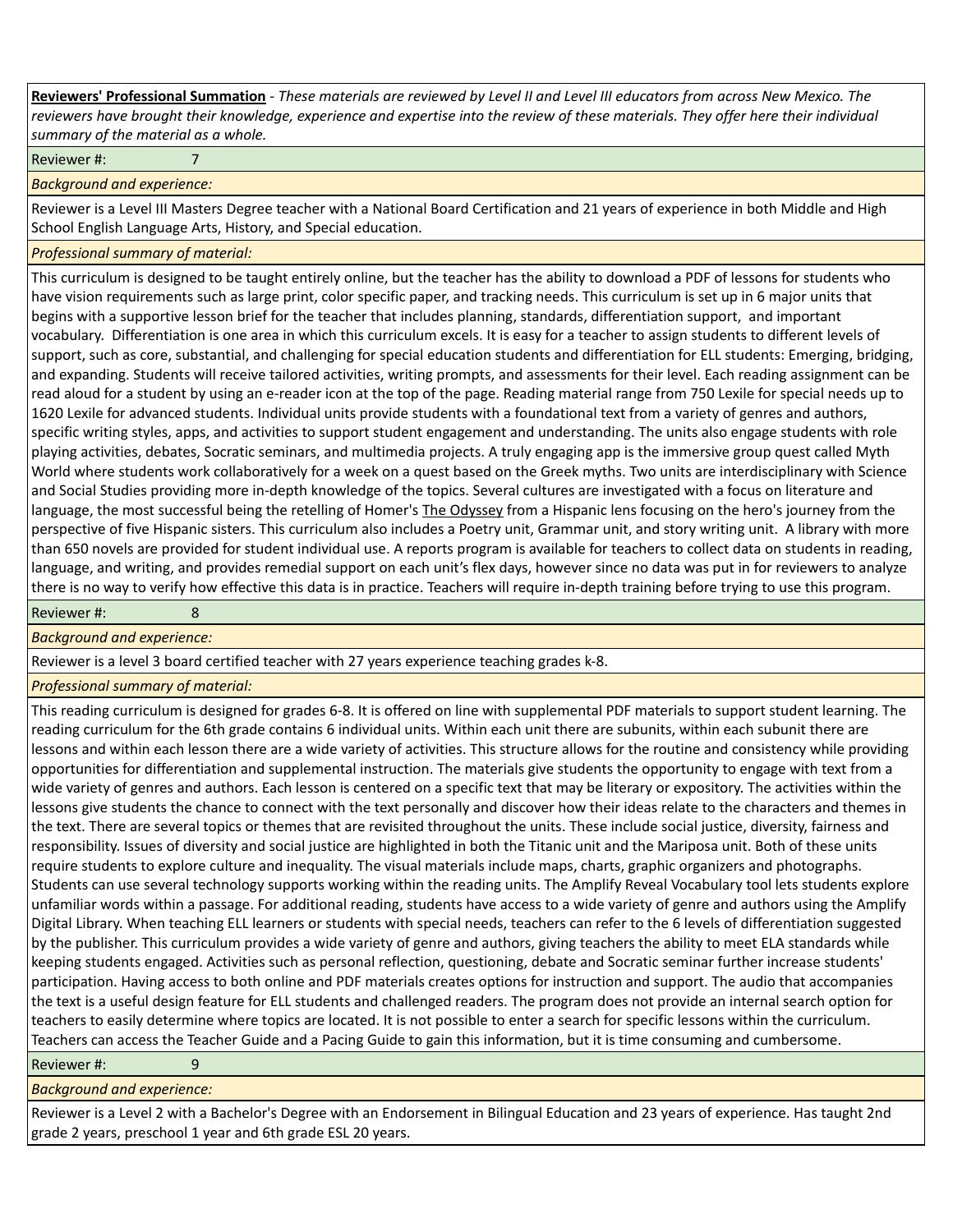**<u>Reviewers' Professional Summation</u>** - *These materials are reviewed by Level II and Level III educators from across New Mexico. The reviewers have brought their knowledge, experience and expertise into the review of these materials. They offer here their individual summary of the material as a whole.*

Reviewer #: 7

*Background and experience:*

Reviewer is a Level III Masters Degree teacher with a National Board Certification and 21 years of experience in both Middle and High School English Language Arts, History, and Special education.

*Professional summary of material:*

This curriculum is designed to be taught entirely online, but the teacher has the ability to download a PDF of lessons for students who have vision requirements such as large print, color specific paper, and tracking needs. This curriculum is set up in 6 major units that begins with a supportive lesson brief for the teacher that includes planning, standards, differentiation support, and important vocabulary. Differentiation is one area in which this curriculum excels. It is easy for a teacher to assign students to different levels of support, such as core, substantial, and challenging for special education students and differentiation for ELL students: Emerging, bridging, and expanding. Students will receive tailored activities, writing prompts, and assessments for their level. Each reading assignment can be read aloud for a student by using an e-reader icon at the top of the page. Reading material range from 750 Lexile for special needs up to 1620 Lexile for advanced students. Individual units provide students with a foundational text from a variety of genres and authors, specific writing styles, apps, and activities to support student engagement and understanding. The units also engage students with role playing activities, debates, Socratic seminars, and multimedia projects. A truly engaging app is the immersive group quest called Myth World where students work collaboratively for a week on a quest based on the Greek myths. Two units are interdisciplinary with Science and Social Studies providing more in-depth knowledge of the topics. Several cultures are investigated with a focus on literature and language, the most successful being the retelling of Homer's <u>The Odyssey</u> from a Hispanic lens focusing on the hero's journey from the perspective of five Hispanic sisters. This curriculum also includes a Poetry unit, Grammar unit, and story writing unit. A library with more than 650 novels are provided for student individual use. A reports program is available for teachers to collect data on students in reading, language, and writing, and provides remedial support on each unit's flex days, however since no data was put in for reviewers to analyze there is no way to verify how effective this data is in practice. Teachers will require in-depth training before trying to use this program.

Reviewer #: 8

*Background and experience:*

Reviewer is a level 3 board certified teacher with 27 years experience teaching grades k-8.

*Professional summary of material:*

This reading curriculum is designed for grades 6-8. It is offered on line with supplemental PDF materials to support student learning. The reading curriculum for the 6th grade contains 6 individual units. Within each unit there are subunits, within each subunit there are lessons and within each lesson there are a wide variety of activities. This structure allows for the routine and consistency while providing opportunities for differentiation and supplemental instruction. The materials give students the opportunity to engage with text from a wide variety of genres and authors. Each lesson is centered on a specific text that may be literary or expository. The activities within the lessons give students the chance to connect with the text personally and discover how their ideas relate to the characters and themes in the text. There are several topics or themes that are revisited throughout the units. These include social justice, diversity, fairness and responsibility. Issues of diversity and social justice are highlighted in both the Titanic unit and the Mariposa unit. Both of these units require students to explore culture and inequality. The visual materials include maps, charts, graphic organizers and photographs. Students can use several technology supports working within the reading units. The Amplify Reveal Vocabulary tool lets students explore unfamiliar words within a passage. For additional reading, students have access to a wide variety of genre and authors using the Amplify Digital Library. When teaching ELL learners or students with special needs, teachers can refer to the 6 levels of differentiation suggested by the publisher. This curriculum provides a wide variety of genre and authors, giving teachers the ability to meet ELA standards while keeping students engaged. Activities such as personal reflection, questioning, debate and Socratic seminar further increase students' participation. Having access to both online and PDF materials creates options for instruction and support. The audio that accompanies the text is a useful design feature for ELL students and challenged readers. The program does not provide an internal search option for teachers to easily determine where topics are located. It is not possible to enter a search for specific lessons within the curriculum. Teachers can access the Teacher Guide and a Pacing Guide to gain this information, but it is time consuming and cumbersome.

Reviewer #: 9

*Background and experience:*

Reviewer is a Level 2 with a Bachelor's Degree with an Endorsement in Bilingual Education and 23 years of experience. Has taught 2nd grade 2 years, preschool 1 year and 6th grade ESL 20 years.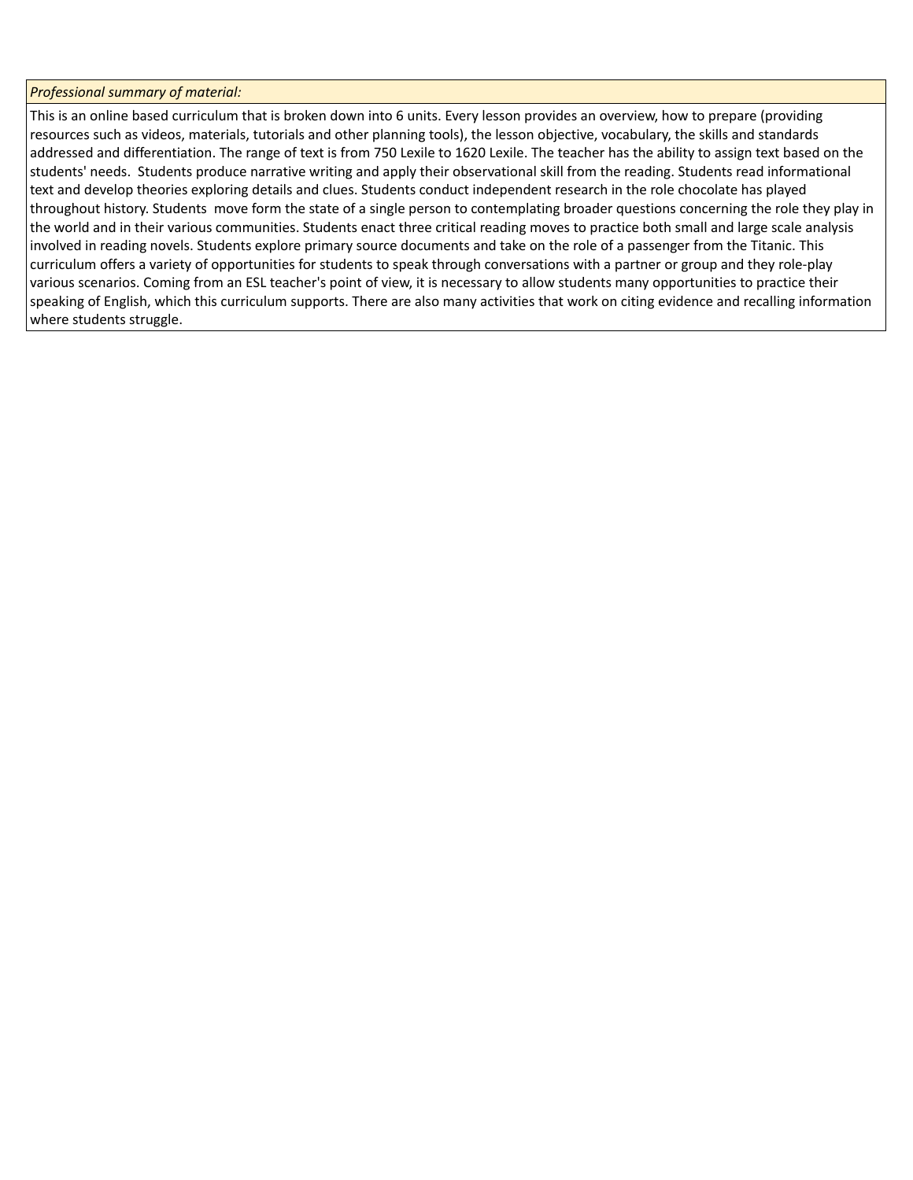| *Professional summary of material:* |
| --- |
| This is an online based curriculum that is broken down into 6 units. Every lesson provides an overview, how to prepare (providing resources such as videos, materials, tutorials and other planning tools), the lesson objective, vocabulary, the skills and standards addressed and differentiation. The range of text is from 750 Lexile to 1620 Lexile. The teacher has the ability to assign text based on the students' needs. Students produce narrative writing and apply their observational skill from the reading. Students read informational text and develop theories exploring details and clues. Students conduct independent research in the role chocolate has played throughout history. Students move form the state of a single person to contemplating broader questions concerning the role they play in the world and in their various communities. Students enact three critical reading moves to practice both small and large scale analysis involved in reading novels. Students explore primary source documents and take on the role of a passenger from the Titanic. This curriculum offers a variety of opportunities for students to speak through conversations with a partner or group and they role-play various scenarios. Coming from an ESL teacher's point of view, it is necessary to allow students many opportunities to practice their speaking of English, which this curriculum supports. There are also many activities that work on citing evidence and recalling information where students struggle. |